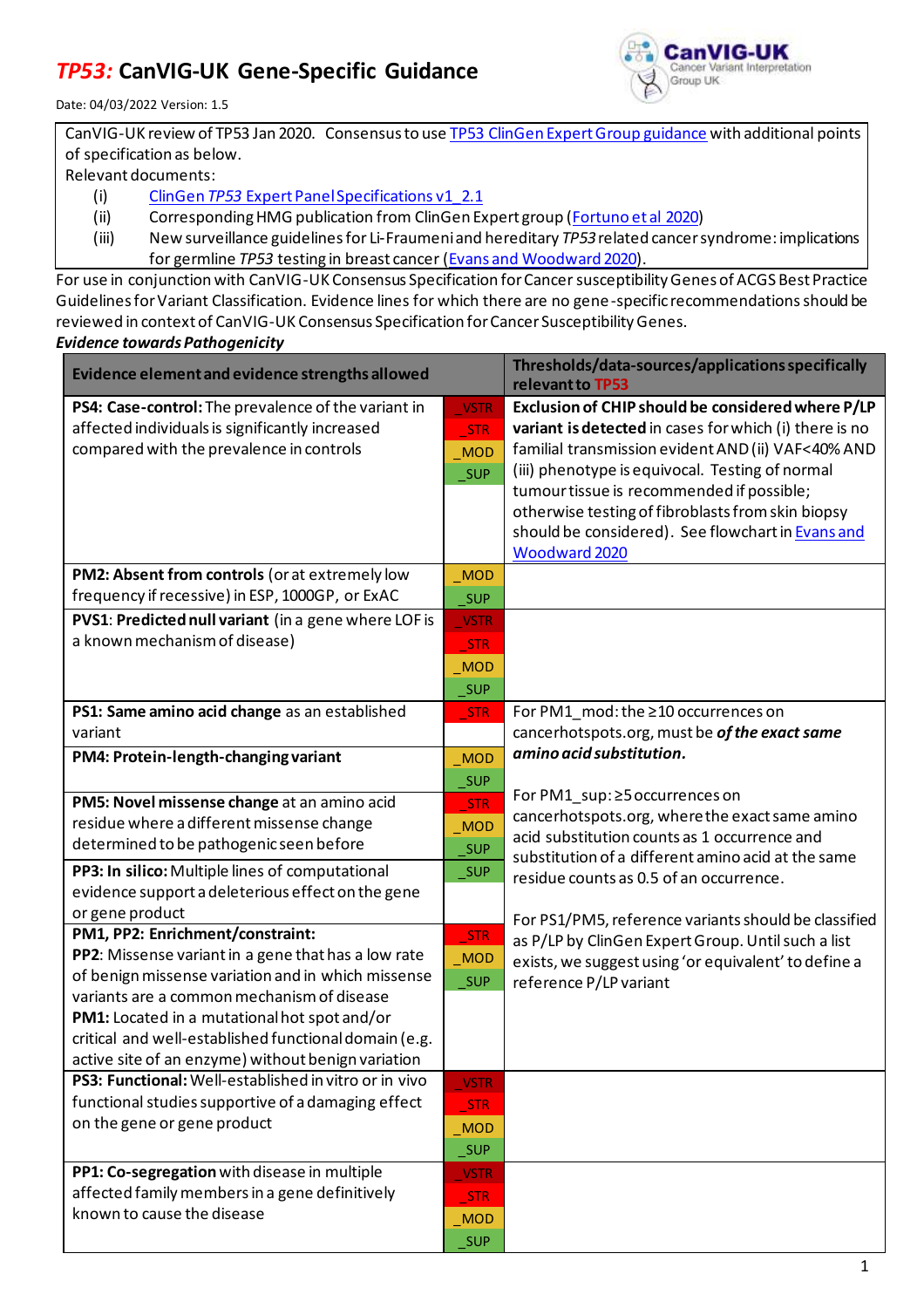# *TP53:* CanVIG-UK Gene-Specific Guidance

Date: 04/03/2022 Version: 1.5

CanVIG-UK review of TP53 Jan 2020. Consensus to use TP53 ClinGen Expert Group guidance with additional points of specification as below.
Relevant documents:

(i) ClinGen *TP53* Expert Panel Specifications v1_2.1
(ii) Corresponding HMG publication from ClinGen Expert group (Fortuno et al 2020)
(iii) New surveillance guidelines for Li-Fraumeni and hereditary *TP53* related cancer syndrome: implications for germline *TP53* testing in breast cancer (Evans and Woodward 2020).

For use in conjunction with CanVIG-UK Consensus Specification for Cancer susceptibility Genes of ACGS Best Practice Guidelines for Variant Classification. Evidence lines for which there are no gene-specific recommendations should be reviewed in context of CanVIG-UK Consensus Specification for Cancer Susceptibility Genes.

***Evidence towards Pathogenicity***

| Evidence element and evidence strengths allowed | | Thresholds/data-sources/applications specifically relevant to TP53 |
|---|---|---|
| **PS4: Case-control:** The prevalence of the variant in affected individuals is significantly increased compared with the prevalence in controls | _VSTR<br>_STR<br>_MOD<br>_SUP | **Exclusion of CHIP should be considered where P/LP variant is detected** in cases for which (i) there is no familial transmission evident AND (ii) VAF<40% AND (iii) phenotype is equivocal. Testing of tumour tissue is recommended if possible; otherwise testing of fibroblasts from skin biopsy should be considered). See flowchart in Evans and Woodward 2020 |
| **PM2: Absent from controls** (or at extremely low frequency if recessive) in ESP, 1000GP, or ExAC | _MOD<br>_SUP | |
| **PVS1**: **Predicted null variant** (in a gene where LOF is a known mechanism of disease) | _VSTR<br>_STR<br>_MOD<br>_SUP | |
| **PS1: Same amino acid change** as an established variant | _STR | For PM1_mod: the ≥10 occurrences on cancerhotspots.org, must be ***of the exact same amino acid substitution.***<br><br>For PM1_sup: ≥5 occurrences on cancerhotspots.org, where the exact same amino acid substitution counts as 1 occurrence and substitution of a different amino acid at the same residue counts as 0.5 of an occurrence.<br><br>For PS1/PM5, reference variants should be classified as P/LP by ClinGen Expert Group. Until such a list exists, we suggest using 'or equivalent' to define a reference P/LP variant |
| **PM4: Protein-length-changing variant** | _MOD<br>_SUP | |
| **PM5: Novel missense change** at an amino acid residue where a different missense change determined to be pathogenic seen before | _STR<br>_MOD<br>_SUP | |
| **PP3: In silico:** Multiple lines of computational evidence support a deleterious effect on the gene or gene product | _SUP | |
| **PM1, PP2: Enrichment/constraint:**<br>**PP2**: Missense variant in a gene that has a low rate of benign missense variation and in which missense variants are a common mechanism of disease<br>**PM1:** Located in a mutational hot spot and/or critical and well-established functional domain (e.g. active site of an enzyme) without benign variation | _STR<br>_MOD<br>_SUP | |
| **PS3: Functional:** Well-established in vitro or in vivo functional studies supportive of a damaging effect on the gene or gene product | _VSTR<br>_STR<br>_MOD<br>_SUP | |
| **PP1: Co-segregation** with disease in multiple affected family members in a gene definitively known to cause the disease | _VSTR<br>_STR<br>_MOD<br>_SUP | |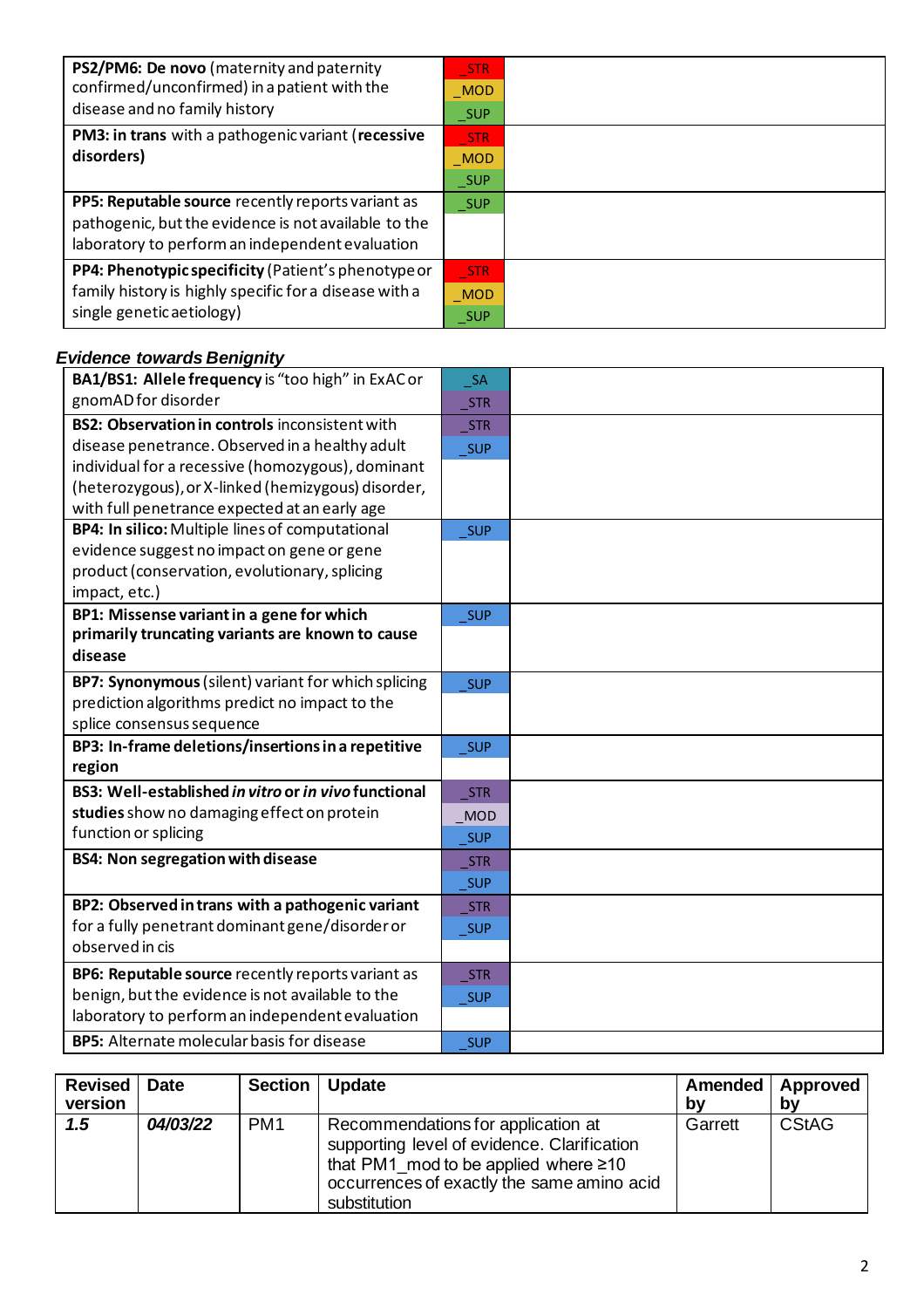| | | |
|---|---|---|
| **PS2/PM6: De novo** (maternity and paternity confirmed/unconfirmed) in a patient with the disease and no family history | _STR<br>_MOD<br>_SUP | |
| **PM3: in trans** with a pathogenic variant (**recessive disorders)** | _STR<br>_MOD<br>_SUP | |
| **PP5: Reputable source** recently reports variant as pathogenic, but the evidence is not available to the laboratory to perform an independent evaluation | _SUP | |
| **PP4: Phenotypic specificity** (Patient's phenotype or family history is highly specific for a disease with a single genetic aetiology) | _STR<br>_MOD<br>_SUP | |

### *Evidence towards Benignity*

| | | |
|---|---|---|
| **BA1/BS1: Allele frequency** is "too high" in ExAC or gnomAD for disorder | _SA<br>_STR | |
| **BS2: Observation in controls** inconsistent with disease penetrance. Observed in a healthy adult individual for a recessive (homozygous), dominant (heterozygous), or X-linked (hemizygous) disorder, with full penetrance expected at an early age | _STR<br>_SUP | |
| **BP4: In silico:** Multiple lines of computational evidence suggest no impact on gene or gene product (conservation, evolutionary, splicing impact, etc.) | _SUP | |
| **BP1: Missense variant in a gene for which primarily truncating variants are known to cause disease** | _SUP | |
| **BP7: Synonymous** (silent) variant for which splicing prediction algorithms predict no impact to the splice consensus sequence | _SUP | |
| **BP3: In-frame deletions/insertions in a repetitive region** | _SUP | |
| **BS3: Well-established *in vitro* or *in vivo* functional studies** show no damaging effect on protein function or splicing | _STR<br>_MOD<br>_SUP | |
| **BS4: Non segregation with disease** | _STR<br>_SUP | |
| **BP2: Observed in trans with a pathogenic variant** for a fully penetrant dominant gene/disorder or observed in cis | _STR<br>_SUP | |
| **BP6: Reputable source** recently reports variant as benign, but the evidence is not available to the laboratory to perform an independent evaluation | _STR<br>_SUP | |
| **BP5:** Alternate molecular basis for disease | _SUP | |

| **Revised version** | **Date** | **Section** | **Update** | **Amended by** | **Approved by** |
|---|---|---|---|---|---|
| ***1.5*** | ***04/03/22*** | PM1 | Recommendations for application at supporting level of evidence. Clarification that PM1_mod to be applied where ≥10 occurrences of exactly the same amino acid substitution | Garrett | CStAG |